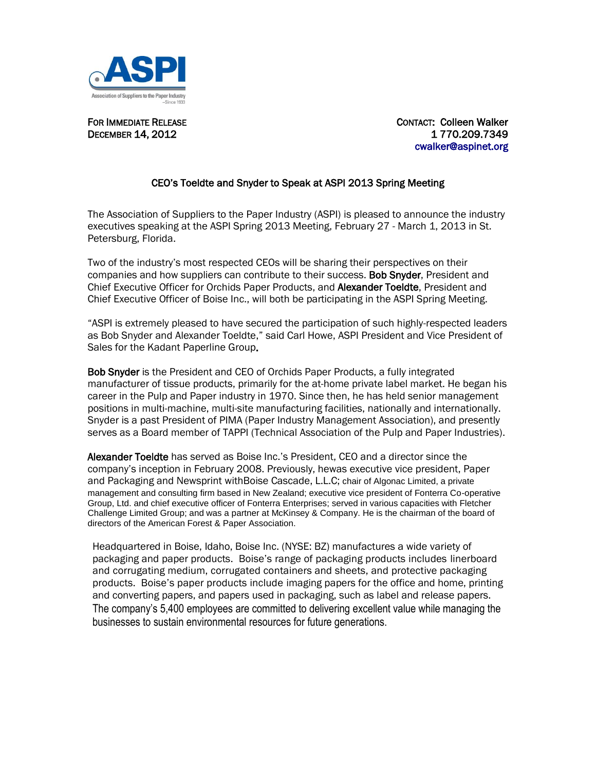ASPI

Association of Suppliers to the Paper Industry
–Since 1933

FOR IMMEDIATE RELEASE
DECEMBER 14, 2012

CONTACT: Colleen Walker
1 770.209.7349
cwalker@aspinet.org

## CEO's Toeldte and Snyder to Speak at ASPI 2013 Spring Meeting

The Association of Suppliers to the Paper Industry (ASPI) is pleased to announce the industry executives speaking at the ASPI Spring 2013 Meeting, February 27 - March 1, 2013 in St. Petersburg, Florida.

Two of the industry's most respected CEOs will be sharing their perspectives on their companies and how suppliers can contribute to their success. **Bob Snyder**, President and Chief Executive Officer for Orchids Paper Products, and **Alexander Toeldte**, President and Chief Executive Officer of Boise Inc., will both be participating in the ASPI Spring Meeting.

"ASPI is extremely pleased to have secured the participation of such highly-respected leaders as Bob Snyder and Alexander Toeldte," said Carl Howe, ASPI President and Vice President of Sales for the Kadant Paperline Group.

**Bob Snyder** is the President and CEO of Orchids Paper Products, a fully integrated manufacturer of tissue products, primarily for the at-home private label market. He began his career in the Pulp and Paper industry in 1970. Since then, he has held senior management positions in multi-machine, multi-site manufacturing facilities, nationally and internationally. Snyder is a past President of PIMA (Paper Industry Management Association), and presently serves as a Board member of TAPPI (Technical Association of the Pulp and Paper Industries).

**Alexander Toeldte** has served as Boise Inc.'s President, CEO and a director since the company's inception in February 2008. Previously, hewas executive vice president, Paper and Packaging and Newsprint withBoise Cascade, L.L.C; chair of Algonac Limited, a private management and consulting firm based in New Zealand; executive vice president of Fonterra Co-operative Group, Ltd. and chief executive officer of Fonterra Enterprises; served in various capacities with Fletcher Challenge Limited Group; and was a partner at McKinsey & Company. He is the chairman of the board of directors of the American Forest & Paper Association.

Headquartered in Boise, Idaho, Boise Inc. (NYSE: BZ) manufactures a wide variety of packaging and paper products. Boise's range of packaging products includes linerboard and corrugating medium, corrugated containers and sheets, and protective packaging products. Boise's paper products include imaging papers for the office and home, printing and converting papers, and papers used in packaging, such as label and release papers. The company's 5,400 employees are committed to delivering excellent value while managing the businesses to sustain environmental resources for future generations.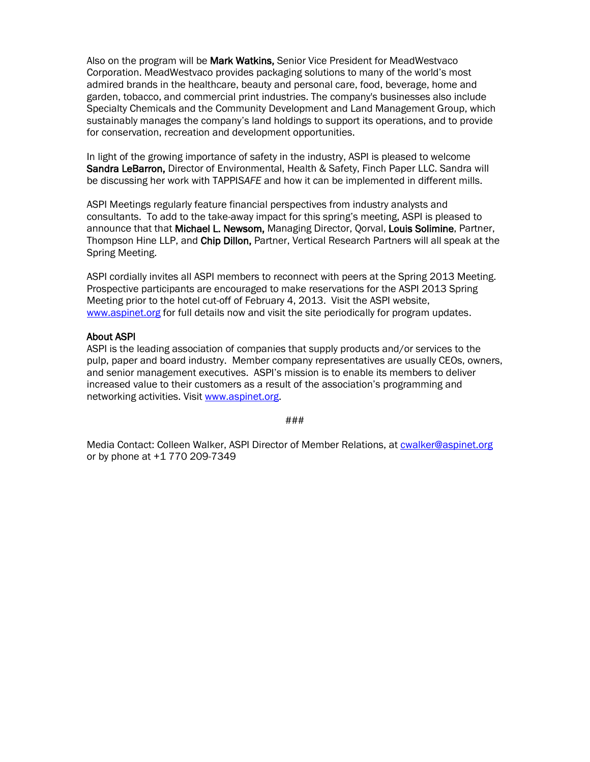Also on the program will be **Mark Watkins,** Senior Vice President for MeadWestvaco Corporation. MeadWestvaco provides packaging solutions to many of the world's most admired brands in the healthcare, beauty and personal care, food, beverage, home and garden, tobacco, and commercial print industries. The company's businesses also include Specialty Chemicals and the Community Development and Land Management Group, which sustainably manages the company's land holdings to support its operations, and to provide for conservation, recreation and development opportunities.

In light of the growing importance of safety in the industry, ASPI is pleased to welcome **Sandra LeBarron,** Director of Environmental, Health & Safety, Finch Paper LLC. Sandra will be discussing her work with TAPPI*SAFE* and how it can be implemented in different mills.

ASPI Meetings regularly feature financial perspectives from industry analysts and consultants. To add to the take-away impact for this spring's meeting, ASPI is pleased to announce that that **Michael L. Newsom,** Managing Director, Qorval, **Louis Solimine**, Partner, Thompson Hine LLP, and **Chip Dillon,** Partner, Vertical Research Partners will all speak at the Spring Meeting.

ASPI cordially invites all ASPI members to reconnect with peers at the Spring 2013 Meeting. Prospective participants are encouraged to make reservations for the ASPI 2013 Spring Meeting prior to the hotel cut-off of February 4, 2013. Visit the ASPI website, [www.aspinet.org](http://www.aspinet.org) for full details now and visit the site periodically for program updates.

**About ASPI**
ASPI is the leading association of companies that supply products and/or services to the pulp, paper and board industry. Member company representatives are usually CEOs, owners, and senior management executives. ASPI's mission is to enable its members to deliver increased value to their customers as a result of the association's programming and networking activities. Visit [www.aspinet.org](http://www.aspinet.org).

###

Media Contact: Colleen Walker, ASPI Director of Member Relations, at [cwalker@aspinet.org](mailto:cwalker@aspinet.org) or by phone at +1 770 209-7349